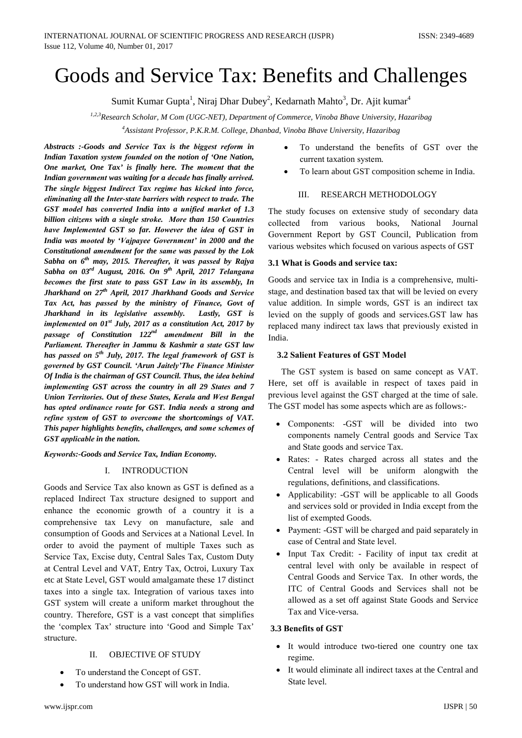# Goods and Service Tax: Benefits and Challenges

Sumit Kumar Gupta[1], Niraj Dhar Dubey[2], Kedarnath Mahto[3], Dr. Ajit kumar[4]

[1,2,3]*Research Scholar, M Com (UGC-NET), Department of Commerce, Vinoba Bhave University, Hazaribag*

[4]*Assistant Professor, P.K.R.M. College, Dhanbad, Vinoba Bhave University, Hazaribag*

***Abstracts :-Goods and Service Tax is the biggest reform in Indian Taxation system founded on the notion of 'One Nation, One market, One Tax' is finally here. The moment that the Indian government was waiting for a decade has finally arrived. The single biggest Indirect Tax regime has kicked into force, eliminating all the Inter-state barriers with respect to trade. The GST model has converted India into a unified market of 1.3 billion citizens with a single stroke. More than 150 Countries have Implemented GST so far. However the idea of GST in India was mooted by 'Vajpayee Government' in 2000 and the Constitutional amendment for the same was passed by the Lok Sabha on 6th may, 2015. Thereafter, it was passed by Rajya Sabha on 03rd August, 2016. On 9th April, 2017 Telangana becomes the first state to pass GST Law in its assembly, In Jharkhand on 27th April, 2017 Jharkhand Goods and Service Tax Act, has passed by the ministry of Finance, Govt of Jharkhand in its legislative assembly. Lastly, GST is implemented on 01st July, 2017 as a constitution Act, 2017 by passage of Constitution 122nd amendment Bill in the Parliament. Thereafter in Jammu & Kashmir a state GST law has passed on 5th July, 2017. The legal framework of GST is governed by GST Council. 'Arun Jaitely'The Finance Minister Of India is the chairman of GST Council. Thus, the idea behind implementing GST across the country in all 29 States and 7 Union Territories. Out of these States, Kerala and West Bengal has opted ordinance route for GST. India needs a strong and refine system of GST to overcome the shortcomings of VAT. This paper highlights benefits, challenges, and some schemes of GST applicable in the nation.***

***Keywords:-Goods and Service Tax, Indian Economy.***

## I. INTRODUCTION

Goods and Service Tax also known as GST is defined as a replaced Indirect Tax structure designed to support and enhance the economic growth of a country it is a comprehensive tax Levy on manufacture, sale and consumption of Goods and Services at a National Level. In order to avoid the payment of multiple Taxes such as Service Tax, Excise duty, Central Sales Tax, Custom Duty at Central Level and VAT, Entry Tax, Octroi, Luxury Tax etc at State Level, GST would amalgamate these 17 distinct taxes into a single tax. Integration of various taxes into GST system will create a uniform market throughout the country. Therefore, GST is a vast concept that simplifies the 'complex Tax' structure into 'Good and Simple Tax' structure.

## II. OBJECTIVE OF STUDY

- To understand the Concept of GST.
- To understand how GST will work in India.
- To understand the benefits of GST over the current taxation system.
- To learn about GST composition scheme in India.

## III. RESEARCH METHODOLOGY

The study focuses on extensive study of secondary data collected from various books, National Journal Government Report by GST Council, Publication from various websites which focused on various aspects of GST

### 3.1 What is Goods and service tax:

Goods and service tax in India is a comprehensive, multi-stage, and destination based tax that will be levied on every value addition. In simple words, GST is an indirect tax levied on the supply of goods and services.GST law has replaced many indirect tax laws that previously existed in India.

### 3.2 Salient Features of GST Model

The GST system is based on same concept as VAT. Here, set off is available in respect of taxes paid in previous level against the GST charged at the time of sale. The GST model has some aspects which are as follows:-

- Components: -GST will be divided into two components namely Central goods and Service Tax and State goods and service Tax.
- Rates: - Rates charged across all states and the Central level will be uniform alongwith the regulations, definitions, and classifications.
- Applicability: -GST will be applicable to all Goods and services sold or provided in India except from the list of exempted Goods.
- Payment: -GST will be charged and paid separately in case of Central and State level.
- Input Tax Credit: - Facility of input tax credit at central level with only be available in respect of Central Goods and Service Tax. In other words, the ITC of Central Goods and Services shall not be allowed as a set off against State Goods and Service Tax and Vice-versa.

### 3.3 Benefits of GST

- It would introduce two-tiered one country one tax regime.
- It would eliminate all indirect taxes at the Central and State level.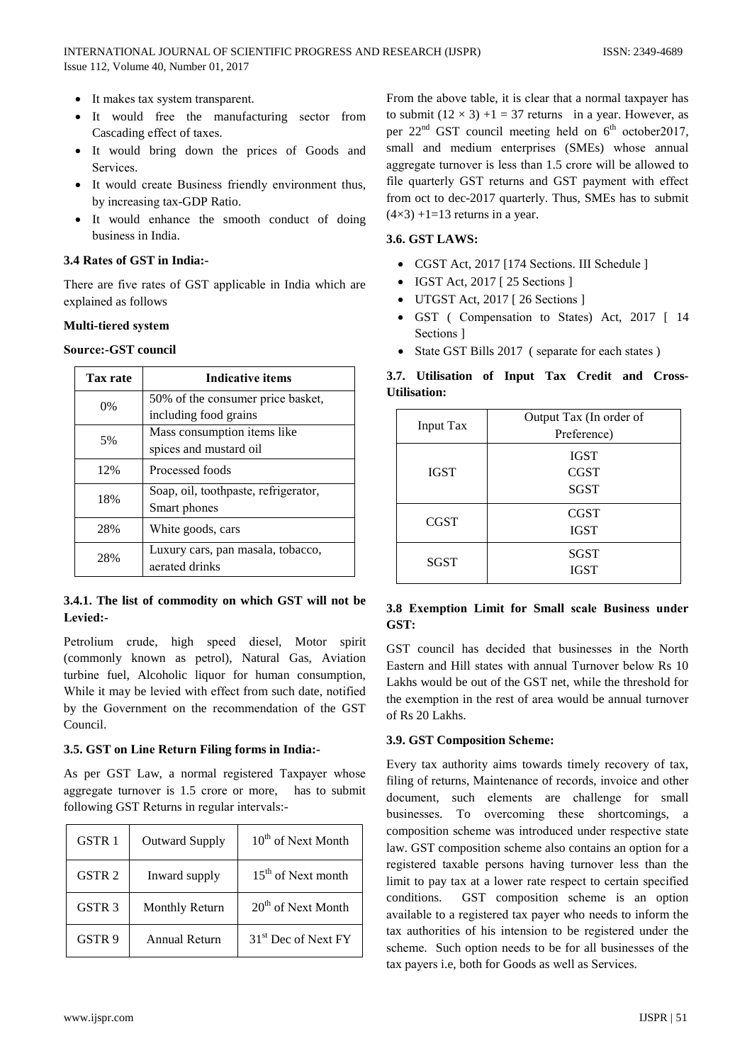- It makes tax system transparent.
- It would free the manufacturing sector from Cascading effect of taxes.
- It would bring down the prices of Goods and Services.
- It would create Business friendly environment thus, by increasing tax-GDP Ratio.
- It would enhance the smooth conduct of doing business in India.

### 3.4 Rates of GST in India:-

There are five rates of GST applicable in India which are explained as follows

**Multi-tiered system**

**Source:-GST council**

| Tax rate | Indicative items |
|---|---|
| 0% | 50% of the consumer price basket, including food grains |
| 5% | Mass consumption items like spices and mustard oil |
| 12% | Processed foods |
| 18% | Soap, oil, toothpaste, refrigerator, Smart phones |
| 28% | White goods, cars |
| 28% | Luxury cars, pan masala, tobacco, aerated drinks |

### 3.4.1. The list of commodity on which GST will not be Levied:-

Petrolium crude, high speed diesel, Motor spirit (commonly known as petrol), Natural Gas, Aviation turbine fuel, Alcoholic liquor for human consumption, While it may be levied with effect from such date, notified by the Government on the recommendation of the GST Council.

### 3.5. GST on Line Return Filing forms in India:-

As per GST Law, a normal registered Taxpayer whose aggregate turnover is 1.5 crore or more, has to submit following GST Returns in regular intervals:-

| GSTR 1 | Outward Supply | 10th of Next Month |
|---|---|---|
| GSTR 2 | Inward supply | 15th of Next month |
| GSTR 3 | Monthly Return | 20th of Next Month |
| GSTR 9 | Annual Return | 31st Dec of Next FY |

From the above table, it is clear that a normal taxpayer has to submit $(12 \times 3) + 1 = 37$ returns in a year. However, as per 22nd GST council meeting held on 6th october2017, small and medium enterprises (SMEs) whose annual aggregate turnover is less than 1.5 crore will be allowed to file quarterly GST returns and GST payment with effect from oct to dec-2017 quarterly. Thus, SMEs has to submit $(4 \times 3) + 1 = 13$ returns in a year.

### 3.6. GST LAWS:

- CGST Act, 2017 [174 Sections. III Schedule ]
- IGST Act, 2017 [ 25 Sections ]
- UTGST Act, 2017 [ 26 Sections ]
- GST ( Compensation to States) Act, 2017 [ 14 Sections ]
- State GST Bills 2017 ( separate for each states )

### 3.7. Utilisation of Input Tax Credit and Cross-Utilisation:

| Input Tax | Output Tax (In order of Preference) |
|---|---|
| IGST | IGST<br>CGST<br>SGST |
| CGST | CGST<br>IGST |
| SGST | SGST<br>IGST |

### 3.8 Exemption Limit for Small scale Business under GST:

GST council has decided that businesses in the North Eastern and Hill states with annual Turnover below Rs 10 Lakhs would be out of the GST net, while the threshold for the exemption in the rest of area would be annual turnover of Rs 20 Lakhs.

### 3.9. GST Composition Scheme:

Every tax authority aims towards timely recovery of tax, filing of returns, Maintenance of records, invoice and other document, such elements are challenge for small businesses. To overcoming these shortcomings, a composition scheme was introduced under respective state law. GST composition scheme also contains an option for a registered taxable persons having turnover less than the limit to pay tax at a lower rate respect to certain specified conditions. GST composition scheme is an option available to a registered tax payer who needs to inform the tax authorities of his intension to be registered under the scheme. Such option needs to be for all businesses of the tax payers i.e, both for Goods as well as Services.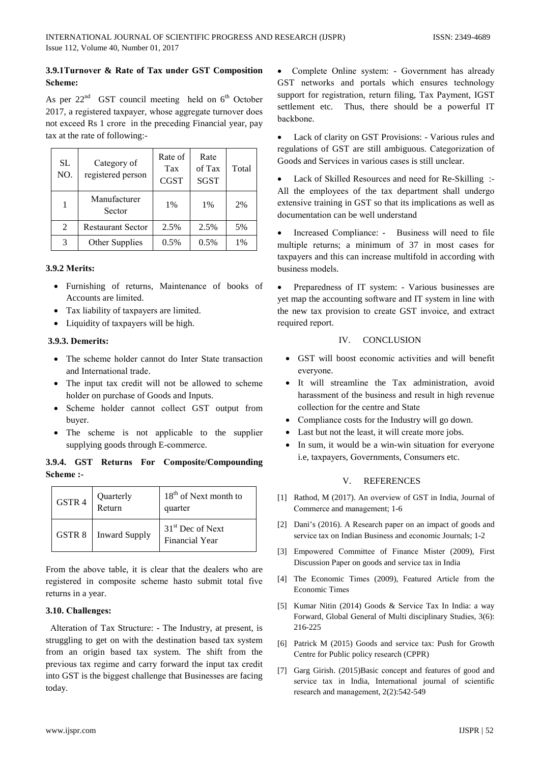### 3.9.1Turnover & Rate of Tax under GST Composition Scheme:

As per 22nd GST council meeting held on 6th October 2017, a registered taxpayer, whose aggregate turnover does not exceed Rs 1 crore in the preceding Financial year, pay tax at the rate of following:-

| SL NO. | Category of registered person | Rate of Tax CGST | Rate of Tax SGST | Total |
|---|---|---|---|---|
| 1 | Manufacturer Sector | 1% | 1% | 2% |
| 2 | Restaurant Sector | 2.5% | 2.5% | 5% |
| 3 | Other Supplies | 0.5% | 0.5% | 1% |

### 3.9.2 Merits:

- Furnishing of returns, Maintenance of books of Accounts are limited.
- Tax liability of taxpayers are limited.
- Liquidity of taxpayers will be high.

### 3.9.3. Demerits:

- The scheme holder cannot do Inter State transaction and International trade.
- The input tax credit will not be allowed to scheme holder on purchase of Goods and Inputs.
- Scheme holder cannot collect GST output from buyer.
- The scheme is not applicable to the supplier supplying goods through E-commerce.

### 3.9.4. GST Returns For Composite/Compounding Scheme :-

| GSTR 4 | Quarterly Return | 18th of Next month to quarter |
|---|---|---|
| GSTR 8 | Inward Supply | 31st Dec of Next Financial Year |

From the above table, it is clear that the dealers who are registered in composite scheme hasto submit total five returns in a year.

### 3.10. Challenges:

Alteration of Tax Structure: - The Industry, at present, is struggling to get on with the destination based tax system from an origin based tax system. The shift from the previous tax regime and carry forward the input tax credit into GST is the biggest challenge that Businesses are facing today.

- Complete Online system: - Government has already GST networks and portals which ensures technology support for registration, return filing, Tax Payment, IGST settlement etc. Thus, there should be a powerful IT backbone.
- Lack of clarity on GST Provisions: - Various rules and regulations of GST are still ambiguous. Categorization of Goods and Services in various cases is still unclear.
- Lack of Skilled Resources and need for Re-Skilling :- All the employees of the tax department shall undergo extensive training in GST so that its implications as well as documentation can be well understand
- Increased Compliance: - Business will need to file multiple returns; a minimum of 37 in most cases for taxpayers and this can increase multifold in according with business models.
- Preparedness of IT system: - Various businesses are yet map the accounting software and IT system in line with the new tax provision to create GST invoice, and extract required report.

## IV. CONCLUSION

- GST will boost economic activities and will benefit everyone.
- It will streamline the Tax administration, avoid harassment of the business and result in high revenue collection for the centre and State
- Compliance costs for the Industry will go down.
- Last but not the least, it will create more jobs.
- In sum, it would be a win-win situation for everyone i.e, taxpayers, Governments, Consumers etc.

## V. REFERENCES

[1] Rathod, M (2017). An overview of GST in India, Journal of Commerce and management; 1-6

[2] Dani's (2016). A Research paper on an impact of goods and service tax on Indian Business and economic Journals; 1-2

[3] Empowered Committee of Finance Mister (2009), First Discussion Paper on goods and service tax in India

[4] The Economic Times (2009), Featured Article from the Economic Times

[5] Kumar Nitin (2014) Goods & Service Tax In India: a way Forward, Global General of Multi disciplinary Studies, 3(6): 216-225

[6] Patrick M (2015) Goods and service tax: Push for Growth Centre for Public policy research (CPPR)

[7] Garg Girish. (2015)Basic concept and features of good and service tax in India, International journal of scientific research and management, 2(2):542-549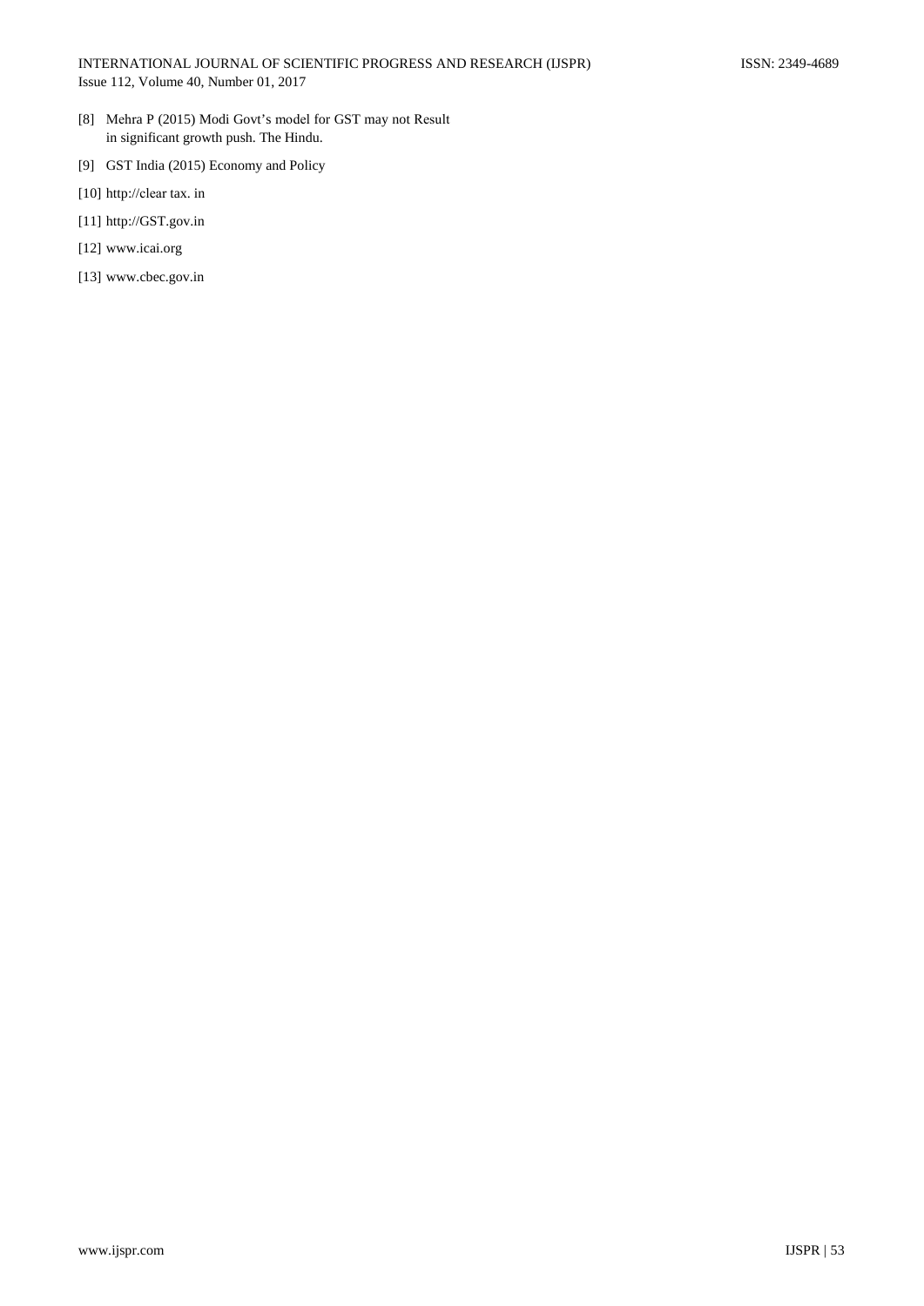[8] Mehra P (2015) Modi Govt's model for GST may not Result in significant growth push. The Hindu.

[9] GST India (2015) Economy and Policy

[10] http://clear tax. in

[11] http://GST.gov.in

[12] www.icai.org

[13] www.cbec.gov.in